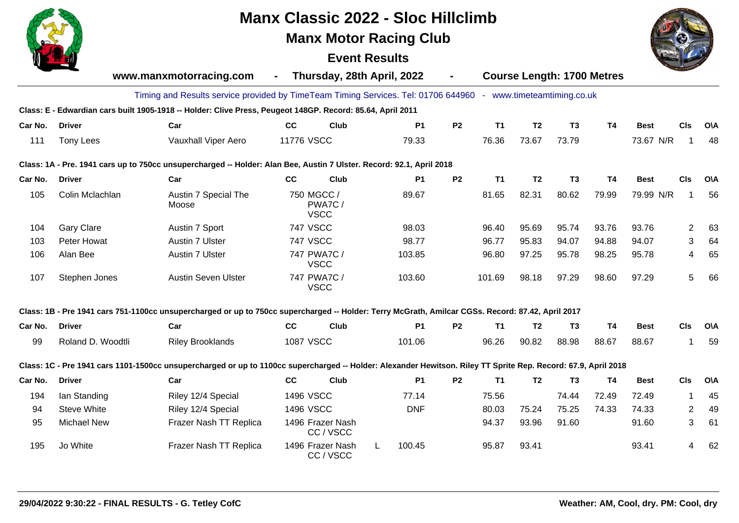# Manx Classic 2022 - Sloc Hillclimb

## Manx Motor Racing Club

### Event Results

**www.manxmotorracing.com - Thursday, 28th April, 2022 - Course Length: 1700 Metres**

Timing and Results service provided by TimeTeam Timing Services. Tel: 01706 644960 - www.timeteamtiming.co.uk

**Class: E - Edwardian cars built 1905-1918 -- Holder: Clive Press, Peugeot 148GP. Record: 85.64, April 2011**

| Car No. | Driver | Car | CC | Club | | P1 | P2 | T1 | T2 | T3 | T4 | Best | | Cls | O\A |
|---|---|---|---|---|---|---|---|---|---|---|---|---|---|---|---|
| 111 | Tony Lees | Vauxhall Viper Aero | 11776 | VSCC | | 79.33 | | 76.36 | 73.67 | 73.79 | | 73.67 | N/R | 1 | 48 |

**Class: 1A - Pre. 1941 cars up to 750cc unsupercharged -- Holder: Alan Bee, Austin 7 Ulster. Record: 92.1, April 2018**

| Car No. | Driver | Car | CC | Club | | P1 | P2 | T1 | T2 | T3 | T4 | Best | | Cls | O\A |
|---|---|---|---|---|---|---|---|---|---|---|---|---|---|---|---|
| 105 | Colin Mclachlan | Austin 7 Special The Moose | 750 | MGCC / PWA7C / VSCC | | 89.67 | | 81.65 | 82.31 | 80.62 | 79.99 | 79.99 | N/R | 1 | 56 |
| 104 | Gary Clare | Austin 7 Sport | 747 | VSCC | | 98.03 | | 96.40 | 95.69 | 95.74 | 93.76 | 93.76 | | 2 | 63 |
| 103 | Peter Howat | Austin 7 Ulster | 747 | VSCC | | 98.77 | | 96.77 | 95.83 | 94.07 | 94.88 | 94.07 | | 3 | 64 |
| 106 | Alan Bee | Austin 7 Ulster | 747 | PWA7C / VSCC | | 103.85 | | 96.80 | 97.25 | 95.78 | 98.25 | 95.78 | | 4 | 65 |
| 107 | Stephen Jones | Austin Seven Ulster | 747 | PWA7C / VSCC | | 103.60 | | 101.69 | 98.18 | 97.29 | 98.60 | 97.29 | | 5 | 66 |

**Class: 1B - Pre 1941 cars 751-1100cc unsupercharged or up to 750cc supercharged -- Holder: Terry McGrath, Amilcar CGSs. Record: 87.42, April 2017**

| Car No. | Driver | Car | CC | Club | | P1 | P2 | T1 | T2 | T3 | T4 | Best | | Cls | O\A |
|---|---|---|---|---|---|---|---|---|---|---|---|---|---|---|---|
| 99 | Roland D. Woodtli | Riley Brooklands | 1087 | VSCC | | 101.06 | | 96.26 | 90.82 | 88.98 | 88.67 | 88.67 | | 1 | 59 |

**Class: 1C - Pre 1941 cars 1101-1500cc unsupercharged or up to 1100cc supercharged -- Holder: Alexander Hewitson. Riley TT Sprite Rep. Record: 67.9, April 2018**

| Car No. | Driver | Car | CC | Club | | P1 | P2 | T1 | T2 | T3 | T4 | Best | | Cls | O\A |
|---|---|---|---|---|---|---|---|---|---|---|---|---|---|---|---|
| 194 | Ian Standing | Riley 12/4 Special | 1496 | VSCC | | 77.14 | | 75.56 | | 74.44 | 72.49 | 72.49 | | 1 | 45 |
| 94 | Steve White | Riley 12/4 Special | 1496 | VSCC | | DNF | | 80.03 | 75.24 | 75.25 | 74.33 | 74.33 | | 2 | 49 |
| 95 | Michael New | Frazer Nash TT Replica | 1496 | Frazer Nash CC / VSCC | | | | 94.37 | 93.96 | 91.60 | | 91.60 | | 3 | 61 |
| 195 | Jo White | Frazer Nash TT Replica | 1496 | Frazer Nash CC / VSCC | L | 100.45 | | 95.87 | 93.41 | | | 93.41 | | 4 | 62 |

29/04/2022 9:30:22 - FINAL RESULTS - G. Tetley CofC

Weather: AM, Cool, dry. PM: Cool, dry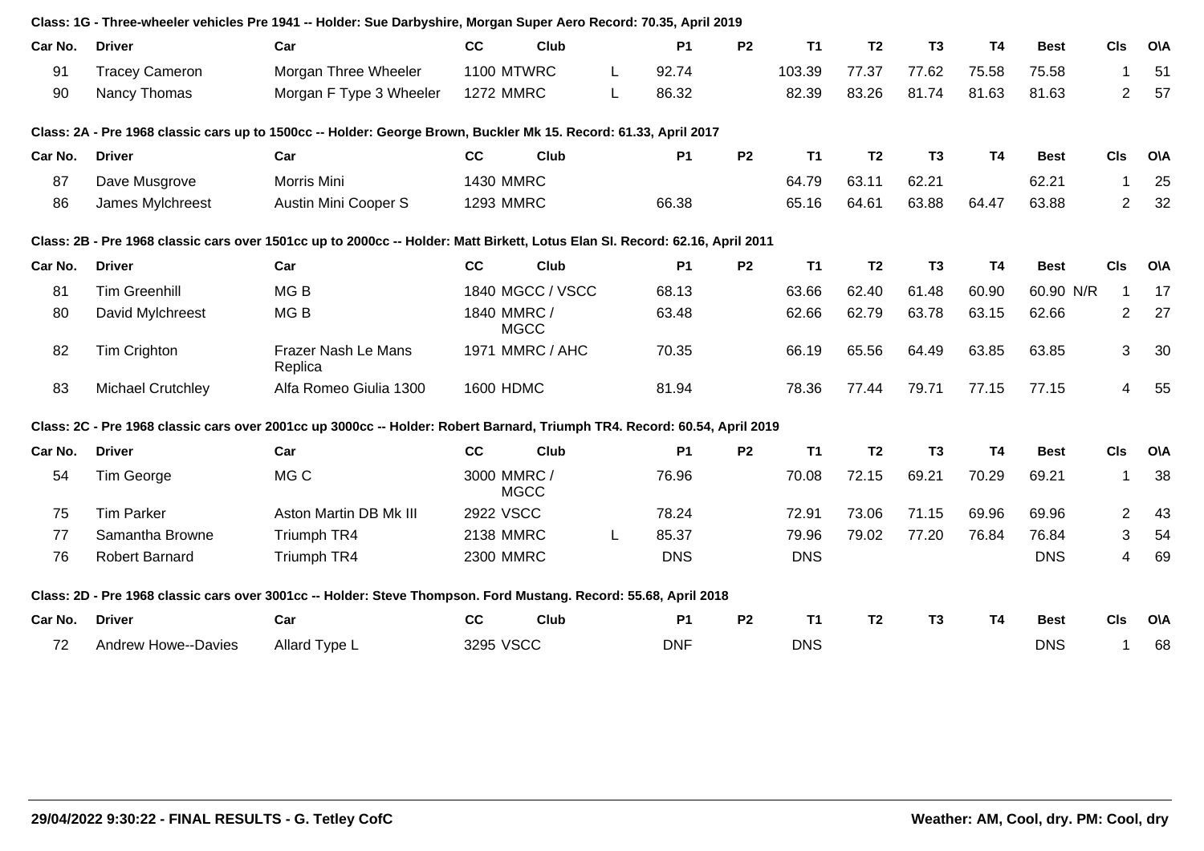**Class: 1G - Three-wheeler vehicles Pre 1941 -- Holder: Sue Darbyshire, Morgan Super Aero Record: 70.35, April 2019**

| Car No. | Driver | Car | CC | Club | | P1 | P2 | T1 | T2 | T3 | T4 | Best | Cls | O\A |
|---|---|---|---|---|---|---|---|---|---|---|---|---|---|---|
| 91 | Tracey Cameron | Morgan Three Wheeler | 1100 | MTWRC | L | 92.74 | | 103.39 | 77.37 | 77.62 | 75.58 | 75.58 | 1 | 51 |
| 90 | Nancy Thomas | Morgan F Type 3 Wheeler | 1272 | MMRC | L | 86.32 | | 82.39 | 83.26 | 81.74 | 81.63 | 81.63 | 2 | 57 |

**Class: 2A - Pre 1968 classic cars up to 1500cc -- Holder: George Brown, Buckler Mk 15. Record: 61.33, April 2017**

| Car No. | Driver | Car | CC | Club | | P1 | P2 | T1 | T2 | T3 | T4 | Best | Cls | O\A |
|---|---|---|---|---|---|---|---|---|---|---|---|---|---|---|
| 87 | Dave Musgrove | Morris Mini | 1430 | MMRC | | | | 64.79 | 63.11 | 62.21 | | 62.21 | 1 | 25 |
| 86 | James Mylchreest | Austin Mini Cooper S | 1293 | MMRC | | 66.38 | | 65.16 | 64.61 | 63.88 | 64.47 | 63.88 | 2 | 32 |

**Class: 2B - Pre 1968 classic cars over 1501cc up to 2000cc -- Holder: Matt Birkett, Lotus Elan Sl. Record: 62.16, April 2011**

| Car No. | Driver | Car | CC | Club | | P1 | P2 | T1 | T2 | T3 | T4 | Best | Cls | O\A |
|---|---|---|---|---|---|---|---|---|---|---|---|---|---|---|
| 81 | Tim Greenhill | MG B | 1840 | MGCC / VSCC | | 68.13 | | 63.66 | 62.40 | 61.48 | 60.90 | 60.90 N/R | 1 | 17 |
| 80 | David Mylchreest | MG B | 1840 | MMRC / MGCC | | 63.48 | | 62.66 | 62.79 | 63.78 | 63.15 | 62.66 | 2 | 27 |
| 82 | Tim Crighton | Frazer Nash Le Mans Replica | 1971 | MMRC / AHC | | 70.35 | | 66.19 | 65.56 | 64.49 | 63.85 | 63.85 | 3 | 30 |
| 83 | Michael Crutchley | Alfa Romeo Giulia 1300 | 1600 | HDMC | | 81.94 | | 78.36 | 77.44 | 79.71 | 77.15 | 77.15 | 4 | 55 |

**Class: 2C - Pre 1968 classic cars over 2001cc up 3000cc -- Holder: Robert Barnard, Triumph TR4. Record: 60.54, April 2019**

| Car No. | Driver | Car | CC | Club | | P1 | P2 | T1 | T2 | T3 | T4 | Best | Cls | O\A |
|---|---|---|---|---|---|---|---|---|---|---|---|---|---|---|
| 54 | Tim George | MG C | 3000 | MMRC / MGCC | | 76.96 | | 70.08 | 72.15 | 69.21 | 70.29 | 69.21 | 1 | 38 |
| 75 | Tim Parker | Aston Martin DB Mk III | 2922 | VSCC | | 78.24 | | 72.91 | 73.06 | 71.15 | 69.96 | 69.96 | 2 | 43 |
| 77 | Samantha Browne | Triumph TR4 | 2138 | MMRC | L | 85.37 | | 79.96 | 79.02 | 77.20 | 76.84 | 76.84 | 3 | 54 |
| 76 | Robert Barnard | Triumph TR4 | 2300 | MMRC | | DNS | | DNS | | | | DNS | 4 | 69 |

**Class: 2D - Pre 1968 classic cars over 3001cc -- Holder: Steve Thompson. Ford Mustang. Record: 55.68, April 2018**

| Car No. | Driver | Car | CC | Club | | P1 | P2 | T1 | T2 | T3 | T4 | Best | Cls | O\A |
|---|---|---|---|---|---|---|---|---|---|---|---|---|---|---|
| 72 | Andrew Howe--Davies | Allard Type L | 3295 | VSCC | | DNF | | DNS | | | | DNS | 1 | 68 |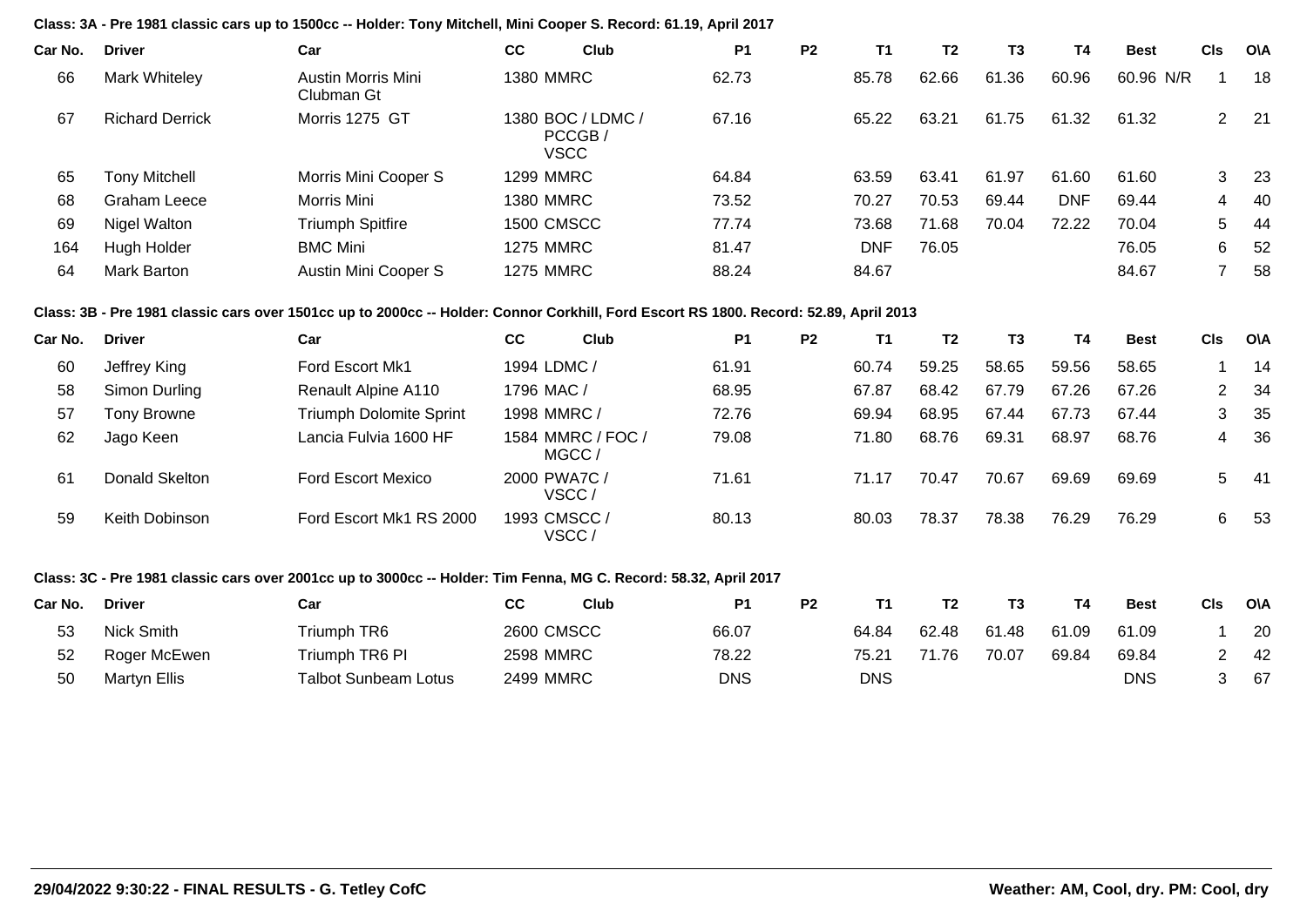**Class: 3A - Pre 1981 classic cars up to 1500cc -- Holder: Tony Mitchell, Mini Cooper S. Record: 61.19, April 2017**

| Car No. | Driver | Car | CC | Club | P1 | P2 | T1 | T2 | T3 | T4 | Best | Cls | O\A |
|---|---|---|---|---|---|---|---|---|---|---|---|---|---|
| 66 | Mark Whiteley | Austin Morris Mini Clubman Gt | 1380 | MMRC | 62.73 | | 85.78 | 62.66 | 61.36 | 60.96 | 60.96 N/R | 1 | 18 |
| 67 | Richard Derrick | Morris 1275 GT | 1380 | BOC / LDMC / PCCGB / VSCC | 67.16 | | 65.22 | 63.21 | 61.75 | 61.32 | 61.32 | 2 | 21 |
| 65 | Tony Mitchell | Morris Mini Cooper S | 1299 | MMRC | 64.84 | | 63.59 | 63.41 | 61.97 | 61.60 | 61.60 | 3 | 23 |
| 68 | Graham Leece | Morris Mini | 1380 | MMRC | 73.52 | | 70.27 | 70.53 | 69.44 | DNF | 69.44 | 4 | 40 |
| 69 | Nigel Walton | Triumph Spitfire | 1500 | CMSCC | 77.74 | | 73.68 | 71.68 | 70.04 | 72.22 | 70.04 | 5 | 44 |
| 164 | Hugh Holder | BMC Mini | 1275 | MMRC | 81.47 | | DNF | 76.05 | | | 76.05 | 6 | 52 |
| 64 | Mark Barton | Austin Mini Cooper S | 1275 | MMRC | 88.24 | | 84.67 | | | | 84.67 | 7 | 58 |

**Class: 3B - Pre 1981 classic cars over 1501cc up to 2000cc -- Holder: Connor Corkhill, Ford Escort RS 1800. Record: 52.89, April 2013**

| Car No. | Driver | Car | CC | Club | P1 | P2 | T1 | T2 | T3 | T4 | Best | Cls | O\A |
|---|---|---|---|---|---|---|---|---|---|---|---|---|---|
| 60 | Jeffrey King | Ford Escort Mk1 | 1994 | LDMC / | 61.91 | | 60.74 | 59.25 | 58.65 | 59.56 | 58.65 | 1 | 14 |
| 58 | Simon Durling | Renault Alpine A110 | 1796 | MAC / | 68.95 | | 67.87 | 68.42 | 67.79 | 67.26 | 67.26 | 2 | 34 |
| 57 | Tony Browne | Triumph Dolomite Sprint | 1998 | MMRC / | 72.76 | | 69.94 | 68.95 | 67.44 | 67.73 | 67.44 | 3 | 35 |
| 62 | Jago Keen | Lancia Fulvia 1600 HF | 1584 | MMRC / FOC / MGCC / | 79.08 | | 71.80 | 68.76 | 69.31 | 68.97 | 68.76 | 4 | 36 |
| 61 | Donald Skelton | Ford Escort Mexico | 2000 | PWA7C / VSCC / | 71.61 | | 71.17 | 70.47 | 70.67 | 69.69 | 69.69 | 5 | 41 |
| 59 | Keith Dobinson | Ford Escort Mk1 RS 2000 | 1993 | CMSCC / VSCC / | 80.13 | | 80.03 | 78.37 | 78.38 | 76.29 | 76.29 | 6 | 53 |

**Class: 3C - Pre 1981 classic cars over 2001cc up to 3000cc -- Holder: Tim Fenna, MG C. Record: 58.32, April 2017**

| Car No. | Driver | Car | CC | Club | P1 | P2 | T1 | T2 | T3 | T4 | Best | Cls | O\A |
|---|---|---|---|---|---|---|---|---|---|---|---|---|---|
| 53 | Nick Smith | Triumph TR6 | 2600 | CMSCC | 66.07 | | 64.84 | 62.48 | 61.48 | 61.09 | 61.09 | 1 | 20 |
| 52 | Roger McEwen | Triumph TR6 PI | 2598 | MMRC | 78.22 | | 75.21 | 71.76 | 70.07 | 69.84 | 69.84 | 2 | 42 |
| 50 | Martyn Ellis | Talbot Sunbeam Lotus | 2499 | MMRC | DNS | | DNS | | | | DNS | 3 | 67 |

29/04/2022 9:30:22 - FINAL RESULTS - G. Tetley CofC

Weather: AM, Cool, dry. PM: Cool, dry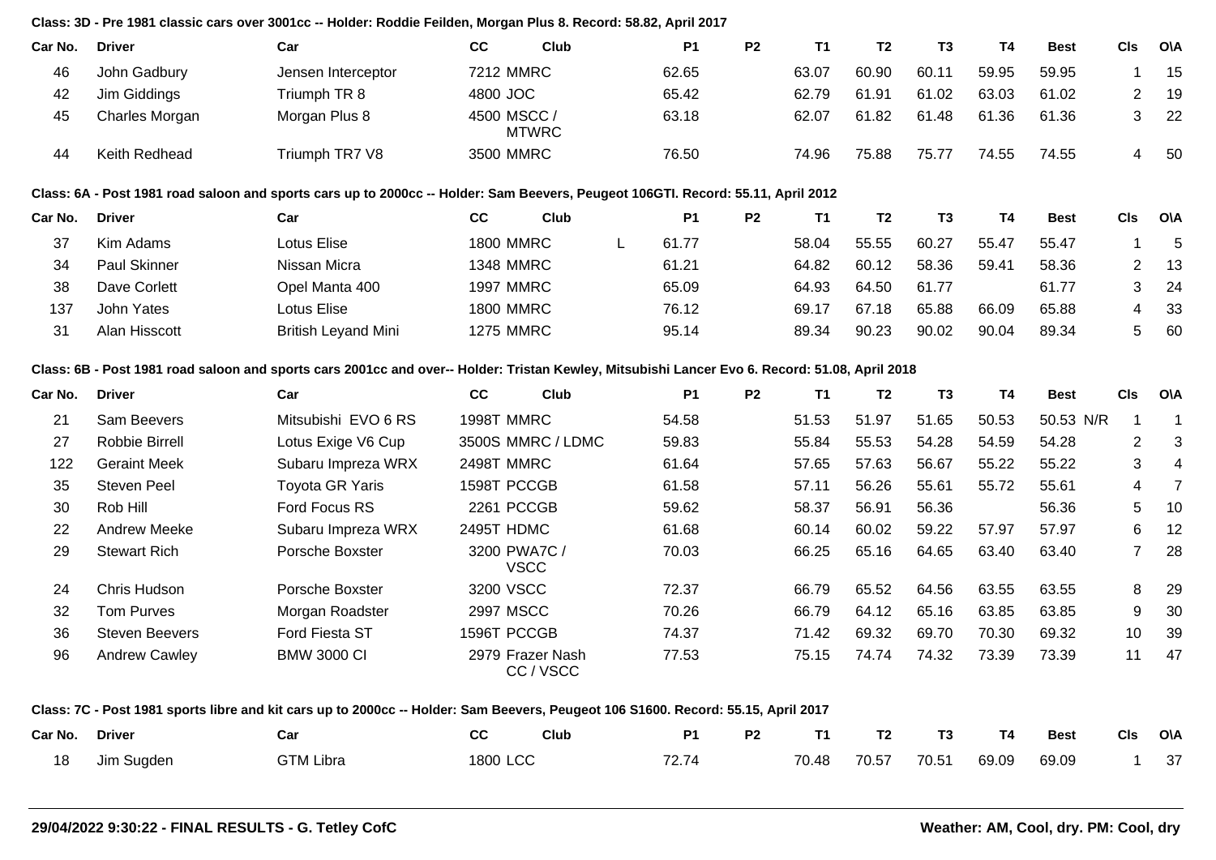**Class: 3D - Pre 1981 classic cars over 3001cc -- Holder: Roddie Feilden, Morgan Plus 8. Record: 58.82, April 2017**

| Car No. | Driver | Car | CC | Club | | P1 | P2 | T1 | T2 | T3 | T4 | Best | Cls | O\A |
|---|---|---|---|---|---|---|---|---|---|---|---|---|---|---|
| 46 | John Gadbury | Jensen Interceptor | 7212 | MMRC | | 62.65 | | 63.07 | 60.90 | 60.11 | 59.95 | 59.95 | 1 | 15 |
| 42 | Jim Giddings | Triumph TR 8 | 4800 | JOC | | 65.42 | | 62.79 | 61.91 | 61.02 | 63.03 | 61.02 | 2 | 19 |
| 45 | Charles Morgan | Morgan Plus 8 | 4500 | MSCC / MTWRC | | 63.18 | | 62.07 | 61.82 | 61.48 | 61.36 | 61.36 | 3 | 22 |
| 44 | Keith Redhead | Triumph TR7 V8 | 3500 | MMRC | | 76.50 | | 74.96 | 75.88 | 75.77 | 74.55 | 74.55 | 4 | 50 |

**Class: 6A - Post 1981 road saloon and sports cars up to 2000cc -- Holder: Sam Beevers, Peugeot 106GTI. Record: 55.11, April 2012**

| Car No. | Driver | Car | CC | Club | | P1 | P2 | T1 | T2 | T3 | T4 | Best | Cls | O\A |
|---|---|---|---|---|---|---|---|---|---|---|---|---|---|---|
| 37 | Kim Adams | Lotus Elise | 1800 | MMRC | L | 61.77 | | 58.04 | 55.55 | 60.27 | 55.47 | 55.47 | 1 | 5 |
| 34 | Paul Skinner | Nissan Micra | 1348 | MMRC | | 61.21 | | 64.82 | 60.12 | 58.36 | 59.41 | 58.36 | 2 | 13 |
| 38 | Dave Corlett | Opel Manta 400 | 1997 | MMRC | | 65.09 | | 64.93 | 64.50 | 61.77 | | 61.77 | 3 | 24 |
| 137 | John Yates | Lotus Elise | 1800 | MMRC | | 76.12 | | 69.17 | 67.18 | 65.88 | 66.09 | 65.88 | 4 | 33 |
| 31 | Alan Hisscott | British Leyand Mini | 1275 | MMRC | | 95.14 | | 89.34 | 90.23 | 90.02 | 90.04 | 89.34 | 5 | 60 |

**Class: 6B - Post 1981 road saloon and sports cars 2001cc and over-- Holder: Tristan Kewley, Mitsubishi Lancer Evo 6. Record: 51.08, April 2018**

| Car No. | Driver | Car | CC | Club | | P1 | P2 | T1 | T2 | T3 | T4 | Best | Cls | O\A |
|---|---|---|---|---|---|---|---|---|---|---|---|---|---|---|
| 21 | Sam Beevers | Mitsubishi EVO 6 RS | 1998T | MMRC | | 54.58 | | 51.53 | 51.97 | 51.65 | 50.53 | 50.53 N/R | 1 | 1 |
| 27 | Robbie Birrell | Lotus Exige V6 Cup | 3500S | MMRC / LDMC | | 59.83 | | 55.84 | 55.53 | 54.28 | 54.59 | 54.28 | 2 | 3 |
| 122 | Geraint Meek | Subaru Impreza WRX | 2498T | MMRC | | 61.64 | | 57.65 | 57.63 | 56.67 | 55.22 | 55.22 | 3 | 4 |
| 35 | Steven Peel | Toyota GR Yaris | 1598T | PCCGB | | 61.58 | | 57.11 | 56.26 | 55.61 | 55.72 | 55.61 | 4 | 7 |
| 30 | Rob Hill | Ford Focus RS | 2261 | PCCGB | | 59.62 | | 58.37 | 56.91 | 56.36 | | 56.36 | 5 | 10 |
| 22 | Andrew Meeke | Subaru Impreza WRX | 2495T | HDMC | | 61.68 | | 60.14 | 60.02 | 59.22 | 57.97 | 57.97 | 6 | 12 |
| 29 | Stewart Rich | Porsche Boxster | 3200 | PWA7C / VSCC | | 70.03 | | 66.25 | 65.16 | 64.65 | 63.40 | 63.40 | 7 | 28 |
| 24 | Chris Hudson | Porsche Boxster | 3200 | VSCC | | 72.37 | | 66.79 | 65.52 | 64.56 | 63.55 | 63.55 | 8 | 29 |
| 32 | Tom Purves | Morgan Roadster | 2997 | MSCC | | 70.26 | | 66.79 | 64.12 | 65.16 | 63.85 | 63.85 | 9 | 30 |
| 36 | Steven Beevers | Ford Fiesta ST | 1596T | PCCGB | | 74.37 | | 71.42 | 69.32 | 69.70 | 70.30 | 69.32 | 10 | 39 |
| 96 | Andrew Cawley | BMW 3000 CI | 2979 | Frazer Nash CC / VSCC | | 77.53 | | 75.15 | 74.74 | 74.32 | 73.39 | 73.39 | 11 | 47 |

**Class: 7C - Post 1981 sports libre and kit cars up to 2000cc -- Holder: Sam Beevers, Peugeot 106 S1600. Record: 55.15, April 2017**

| Car No. | Driver | Car | CC | Club | | P1 | P2 | T1 | T2 | T3 | T4 | Best | Cls | O\A |
|---|---|---|---|---|---|---|---|---|---|---|---|---|---|---|
| 18 | Jim Sugden | GTM Libra | 1800 | LCC | | 72.74 | | 70.48 | 70.57 | 70.51 | 69.09 | 69.09 | 1 | 37 |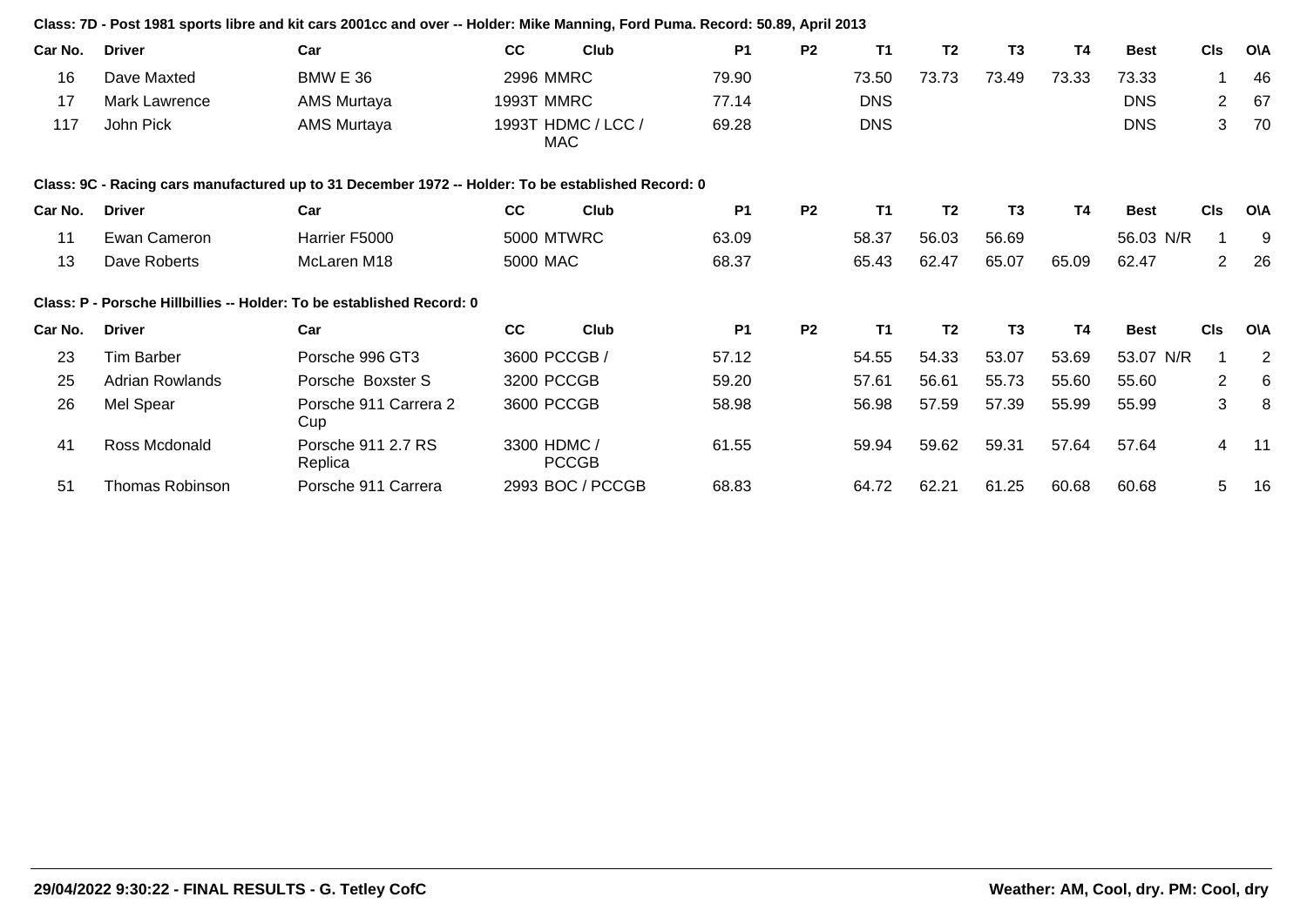**Class: 7D - Post 1981 sports libre and kit cars 2001cc and over -- Holder: Mike Manning, Ford Puma. Record: 50.89, April 2013**

| Car No. | Driver | Car | CC | Club | P1 | P2 | T1 | T2 | T3 | T4 | Best | Cls | O\A |
|---|---|---|---|---|---|---|---|---|---|---|---|---|---|
| 16 | Dave Maxted | BMW E 36 | 2996 | MMRC | 79.90 | | 73.50 | 73.73 | 73.49 | 73.33 | 73.33 | 1 | 46 |
| 17 | Mark Lawrence | AMS Murtaya | 1993T | MMRC | 77.14 | | DNS | | | | DNS | 2 | 67 |
| 117 | John Pick | AMS Murtaya | 1993T | HDMC / LCC / MAC | 69.28 | | DNS | | | | DNS | 3 | 70 |

**Class: 9C - Racing cars manufactured up to 31 December 1972 -- Holder: To be established Record: 0**

| Car No. | Driver | Car | CC | Club | P1 | P2 | T1 | T2 | T3 | T4 | Best | Cls | O\A |
|---|---|---|---|---|---|---|---|---|---|---|---|---|---|
| 11 | Ewan Cameron | Harrier F5000 | 5000 | MTWRC | 63.09 | | 58.37 | 56.03 | 56.69 | | 56.03 N/R | 1 | 9 |
| 13 | Dave Roberts | McLaren M18 | 5000 | MAC | 68.37 | | 65.43 | 62.47 | 65.07 | 65.09 | 62.47 | 2 | 26 |

**Class: P - Porsche Hillbillies -- Holder: To be established Record: 0**

| Car No. | Driver | Car | CC | Club | P1 | P2 | T1 | T2 | T3 | T4 | Best | Cls | O\A |
|---|---|---|---|---|---|---|---|---|---|---|---|---|---|
| 23 | Tim Barber | Porsche 996 GT3 | 3600 | PCCGB / | 57.12 | | 54.55 | 54.33 | 53.07 | 53.69 | 53.07 N/R | 1 | 2 |
| 25 | Adrian Rowlands | Porsche Boxster S | 3200 | PCCGB | 59.20 | | 57.61 | 56.61 | 55.73 | 55.60 | 55.60 | 2 | 6 |
| 26 | Mel Spear | Porsche 911 Carrera 2 Cup | 3600 | PCCGB | 58.98 | | 56.98 | 57.59 | 57.39 | 55.99 | 55.99 | 3 | 8 |
| 41 | Ross Mcdonald | Porsche 911 2.7 RS Replica | 3300 | HDMC / PCCGB | 61.55 | | 59.94 | 59.62 | 59.31 | 57.64 | 57.64 | 4 | 11 |
| 51 | Thomas Robinson | Porsche 911 Carrera | 2993 | BOC / PCCGB | 68.83 | | 64.72 | 62.21 | 61.25 | 60.68 | 60.68 | 5 | 16 |

**29/04/2022 9:30:22 - FINAL RESULTS - G. Tetley CofC**

**Weather: AM, Cool, dry. PM: Cool, dry**